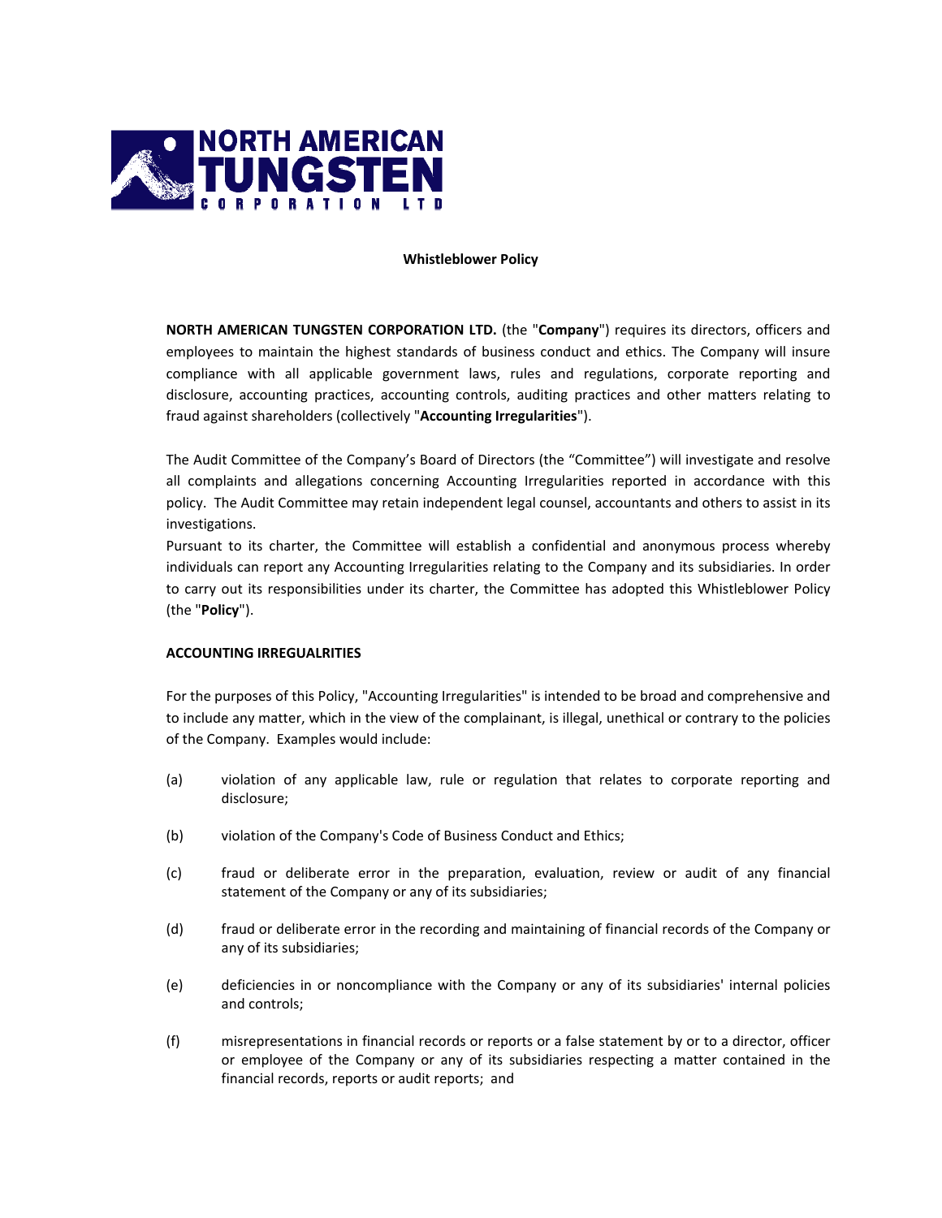NORTH AMERICAN TUNGSTEN CORPORATION LTD

**Whistleblower Policy**

**NORTH AMERICAN TUNGSTEN CORPORATION LTD.** (the "**Company**") requires its directors, officers and employees to maintain the highest standards of business conduct and ethics. The Company will insure compliance with all applicable government laws, rules and regulations, corporate reporting and disclosure, accounting practices, accounting controls, auditing practices and other matters relating to fraud against shareholders (collectively "**Accounting Irregularities**").

The Audit Committee of the Company's Board of Directors (the "Committee") will investigate and resolve all complaints and allegations concerning Accounting Irregularities reported in accordance with this policy. The Audit Committee may retain independent legal counsel, accountants and others to assist in its investigations.

Pursuant to its charter, the Committee will establish a confidential and anonymous process whereby individuals can report any Accounting Irregularities relating to the Company and its subsidiaries. In order to carry out its responsibilities under its charter, the Committee has adopted this Whistleblower Policy (the "**Policy**").

**ACCOUNTING IRREGUALRITIES**

For the purposes of this Policy, "Accounting Irregularities" is intended to be broad and comprehensive and to include any matter, which in the view of the complainant, is illegal, unethical or contrary to the policies of the Company. Examples would include:

(a) violation of any applicable law, rule or regulation that relates to corporate reporting and disclosure;

(b) violation of the Company's Code of Business Conduct and Ethics;

(c) fraud or deliberate error in the preparation, evaluation, review or audit of any financial statement of the Company or any of its subsidiaries;

(d) fraud or deliberate error in the recording and maintaining of financial records of the Company or any of its subsidiaries;

(e) deficiencies in or noncompliance with the Company or any of its subsidiaries' internal policies and controls;

(f) misrepresentations in financial records or reports or a false statement by or to a director, officer or employee of the Company or any of its subsidiaries respecting a matter contained in the financial records, reports or audit reports; and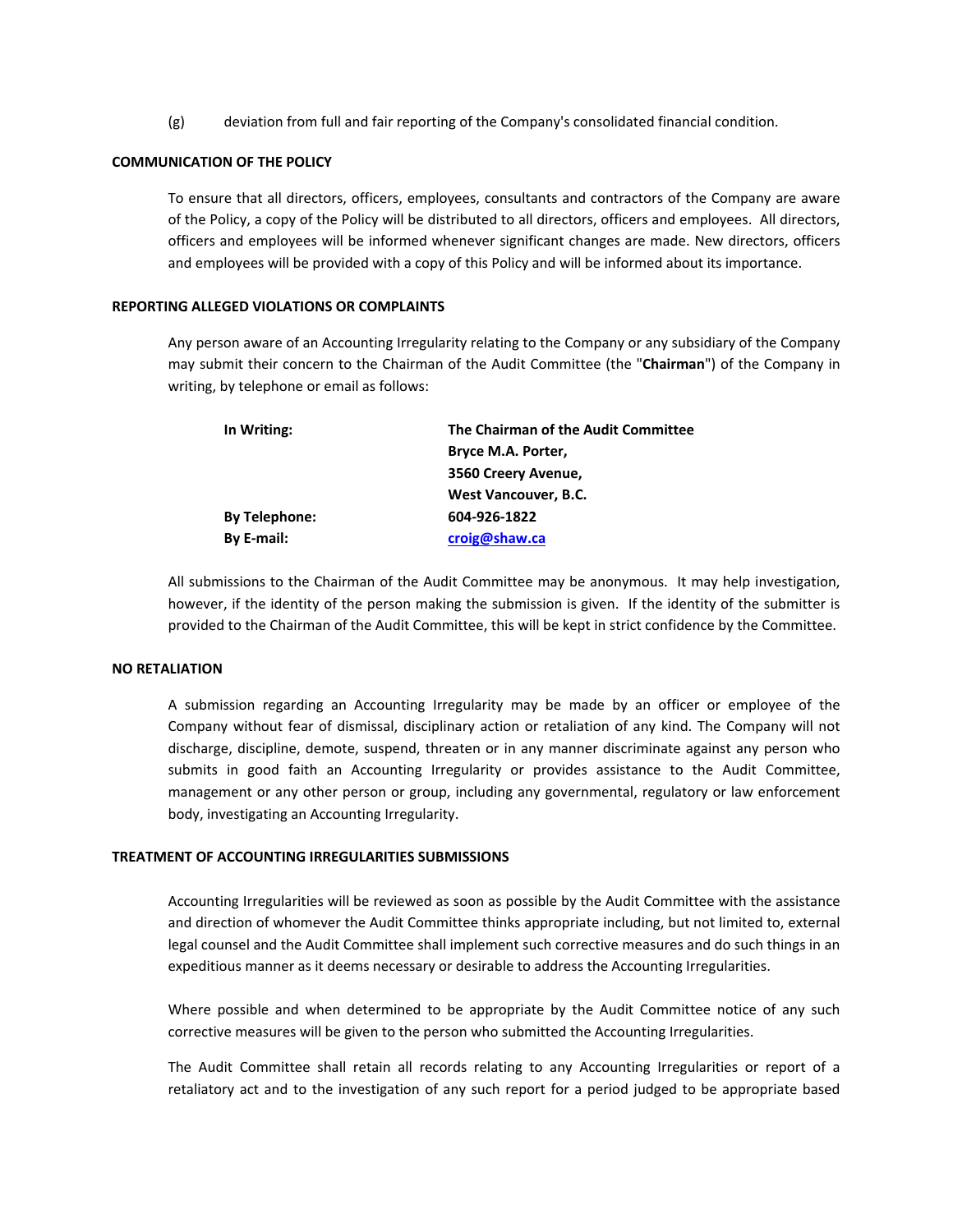(g) deviation from full and fair reporting of the Company's consolidated financial condition.

## COMMUNICATION OF THE POLICY

To ensure that all directors, officers, employees, consultants and contractors of the Company are aware of the Policy, a copy of the Policy will be distributed to all directors, officers and employees. All directors, officers and employees will be informed whenever significant changes are made. New directors, officers and employees will be provided with a copy of this Policy and will be informed about its importance.

## REPORTING ALLEGED VIOLATIONS OR COMPLAINTS

Any person aware of an Accounting Irregularity relating to the Company or any subsidiary of the Company may submit their concern to the Chairman of the Audit Committee (the "**Chairman**") of the Company in writing, by telephone or email as follows:

| | |
|---|---|
| **In Writing:** | **The Chairman of the Audit Committee**<br>**Bryce M.A. Porter,**<br>**3560 Creery Avenue,**<br>**West Vancouver, B.C.** |
| **By Telephone:** | **604-926-1822** |
| **By E-mail:** | **croig@shaw.ca** |

All submissions to the Chairman of the Audit Committee may be anonymous. It may help investigation, however, if the identity of the person making the submission is given. If the identity of the submitter is provided to the Chairman of the Audit Committee, this will be kept in strict confidence by the Committee.

## NO RETALIATION

A submission regarding an Accounting Irregularity may be made by an officer or employee of the Company without fear of dismissal, disciplinary action or retaliation of any kind. The Company will not discharge, discipline, demote, suspend, threaten or in any manner discriminate against any person who submits in good faith an Accounting Irregularity or provides assistance to the Audit Committee, management or any other person or group, including any governmental, regulatory or law enforcement body, investigating an Accounting Irregularity.

## TREATMENT OF ACCOUNTING IRREGULARITIES SUBMISSIONS

Accounting Irregularities will be reviewed as soon as possible by the Audit Committee with the assistance and direction of whomever the Audit Committee thinks appropriate including, but not limited to, external legal counsel and the Audit Committee shall implement such corrective measures and do such things in an expeditious manner as it deems necessary or desirable to address the Accounting Irregularities.

Where possible and when determined to be appropriate by the Audit Committee notice of any such corrective measures will be given to the person who submitted the Accounting Irregularities.

The Audit Committee shall retain all records relating to any Accounting Irregularities or report of a retaliatory act and to the investigation of any such report for a period judged to be appropriate based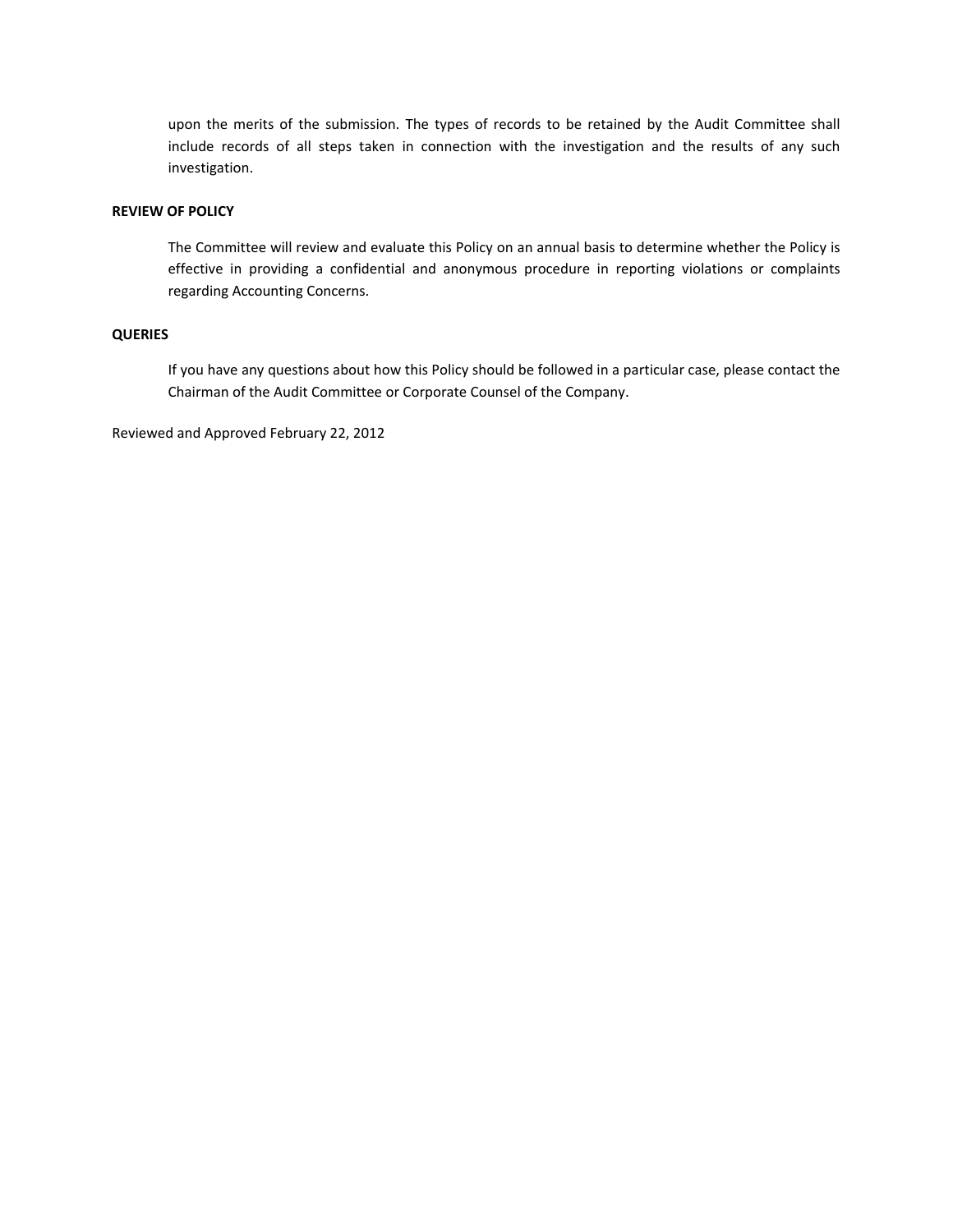upon the merits of the submission. The types of records to be retained by the Audit Committee shall include records of all steps taken in connection with the investigation and the results of any such investigation.

**REVIEW OF POLICY**

The Committee will review and evaluate this Policy on an annual basis to determine whether the Policy is effective in providing a confidential and anonymous procedure in reporting violations or complaints regarding Accounting Concerns.

**QUERIES**

If you have any questions about how this Policy should be followed in a particular case, please contact the Chairman of the Audit Committee or Corporate Counsel of the Company.

Reviewed and Approved February 22, 2012